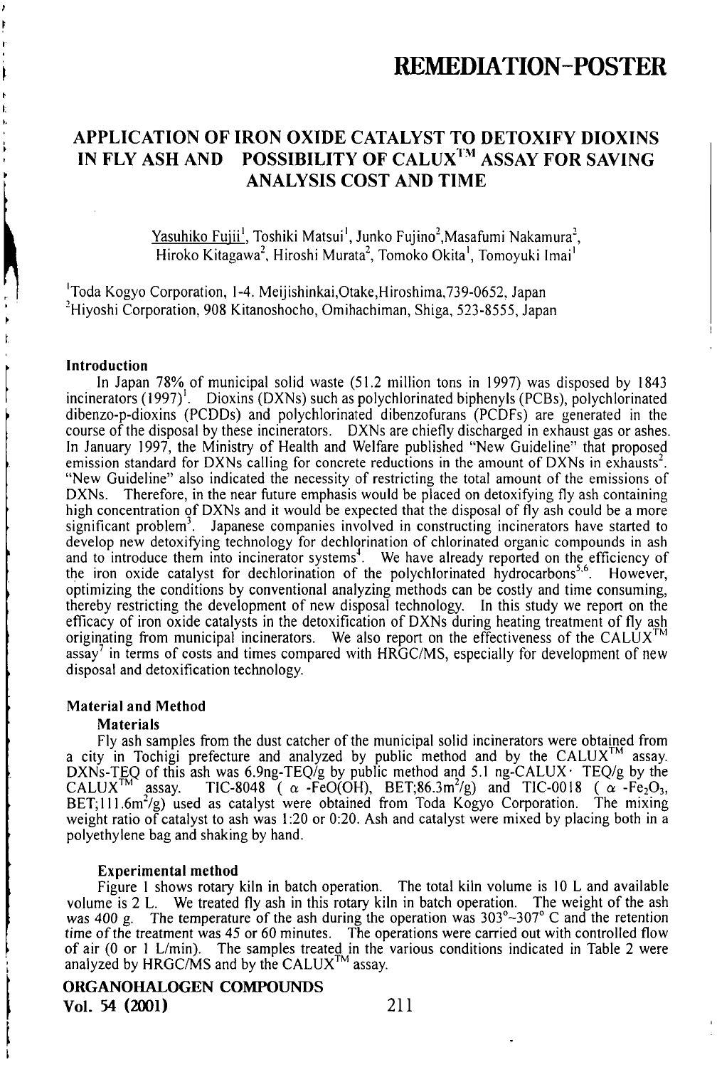# APPLICATION OF IRON OXIDE CATALYST TO DETOXIFY DIOXINS IN FLY ASH AND POSSIBILITY OF CALUX™ ASSAY FOR SAVING ANALYSIS COST AND TIME

Yasuhiko Fujii[1], Toshiki Matsui[1], Junko Fujino[2], Masafumi Nakamura[2], Hiroko Kitagawa[2], Hiroshi Murata[2], Tomoko Okita[1], Tomoyuki Imai[1]

[1]Toda Kogyo Corporation, 1-4. Meijishinkai, Otake, Hiroshima, 739-0652, Japan
[2]Hiyoshi Corporation, 908 Kitanoshocho, Omihachiman, Shiga, 523-8555, Japan

## Introduction

In Japan 78% of municipal solid waste (51.2 million tons in 1997) was disposed by 1843 incinerators (1997)[1]. Dioxins (DXNs) such as polychlorinated biphenyls (PCBs), polychlorinated dibenzo-p-dioxins (PCDDs) and polychlorinated dibenzofurans (PCDFs) are generated in the course of the disposal by these incinerators. DXNs are chiefly discharged in exhaust gas or ashes. In January 1997, the Ministry of Health and Welfare published "New Guideline" that proposed emission standard for DXNs calling for concrete reductions in the amount of DXNs in exhausts[2]. "New Guideline" also indicated the necessity of restricting the total amount of the emissions of DXNs. Therefore, in the near future emphasis would be placed on detoxifying fly ash containing high concentration of DXNs and it would be expected that the disposal of fly ash could be a more significant problem[3]. Japanese companies involved in constructing incinerators have started to develop new detoxifying technology for dechlorination of chlorinated organic compounds in ash and to introduce them into incinerator systems[4]. We have already reported on the efficiency of the iron oxide catalyst for dechlorination of the polychlorinated hydrocarbons[5,6]. However, optimizing the conditions by conventional analyzing methods can be costly and time consuming, thereby restricting the development of new disposal technology. In this study we report on the efficacy of iron oxide catalysts in the detoxification of DXNs during heating treatment of fly ash originating from municipal incinerators. We also report on the effectiveness of the CALUX™ assay[7] in terms of costs and times compared with HRGC/MS, especially for development of new disposal and detoxification technology.

## Material and Method

### Materials

Fly ash samples from the dust catcher of the municipal solid incinerators were obtained from a city in Tochigi prefecture and analyzed by public method and by the CALUX™ assay. DXNs-TEQ of this ash was 6.9ng-TEQ/g by public method and 5.1 ng-CALUX · TEQ/g by the CALUX™ assay. TIC-8048 ( $\alpha$ -FeO(OH), BET;86.3$m^2$/g) and TIC-0018 ( $\alpha$ -$Fe_2O_3$, BET;111.6$m^2$/g) used as catalyst were obtained from Toda Kogyo Corporation. The mixing weight ratio of catalyst to ash was 1:20 or 0:20. Ash and catalyst were mixed by placing both in a polyethylene bag and shaking by hand.

### Experimental method

Figure 1 shows rotary kiln in batch operation. The total kiln volume is 10 L and available volume is 2 L. We treated fly ash in this rotary kiln in batch operation. The weight of the ash was 400 g. The temperature of the ash during the operation was 303°~307° C and the retention time of the treatment was 45 or 60 minutes. The operations were carried out with controlled flow of air (0 or 1 L/min). The samples treated in the various conditions indicated in Table 2 were analyzed by HRGC/MS and by the CALUX™ assay.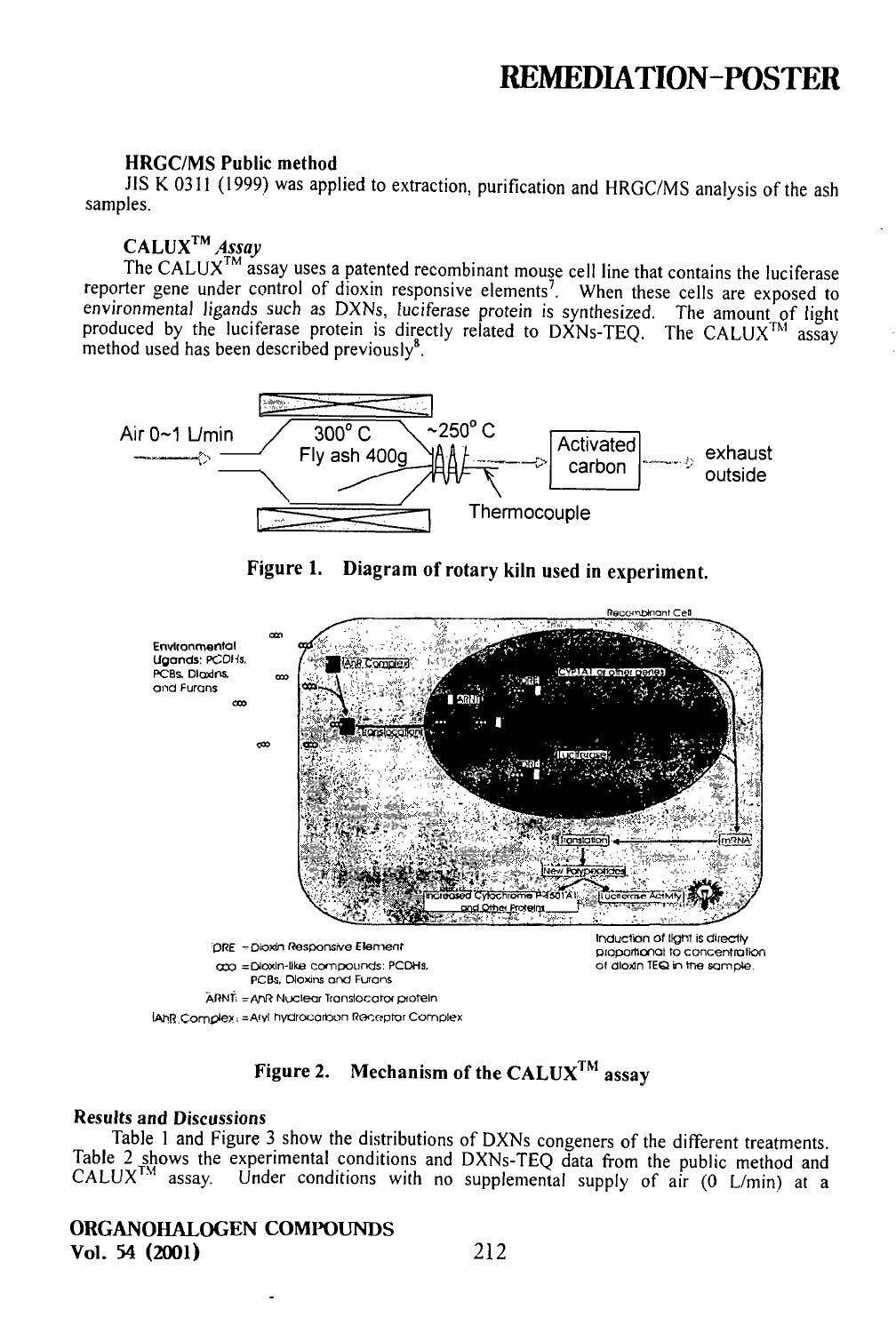### HRGC/MS Public method

JIS K 0311 (1999) was applied to extraction, purification and HRGC/MS analysis of the ash samples.

### CALUX$^{TM}$ *Assay*

The CALUX$^{TM}$ assay uses a patented recombinant mouse cell line that contains the luciferase reporter gene under control of dioxin responsive elements[7]. When these cells are exposed to environmental ligands such as DXNs, luciferase protein is synthesized. The amount of light produced by the luciferase protein is directly related to DXNs-TEQ. The CALUX$^{TM}$ assay method used has been described previously[8].

Air 0~1 L/min — 300° C Fly ash 400g — ~250° C — Thermocouple — Activated carbon — exhaust outside

**Figure 1. Diagram of rotary kiln used in experiment.**

Recombinant Cell

Environmental Ligands: PCDHs, PCBs, Dioxins, and Furans

AhR Complex — Translocation — ARNT — DRE — CYP1A1 or other genes — DRE — Luciferase — mRNA — Translation — New Polypeptides — Increased Cytochrome P-4501A1 and Other Proteins — Luciferase Activity

DRE = Dioxin Responsive Element

ooo = Dioxin-like compounds: PCDHs, PCBs, Dioxins and Furans

ARNT = AhR Nuclear Translocator protein

AhR Complex = Aryl hydrocarbon Receptor Complex

Induction of light is directly proportional to concentration of dioxin TEQ in the sample.

**Figure 2. Mechanism of the CALUX$^{TM}$ assay**

### Results and Discussions

Table 1 and Figure 3 show the distributions of DXNs congeners of the different treatments. Table 2 shows the experimental conditions and DXNs-TEQ data from the public method and CALUX$^{TM}$ assay. Under conditions with no supplemental supply of air (0 L/min) at a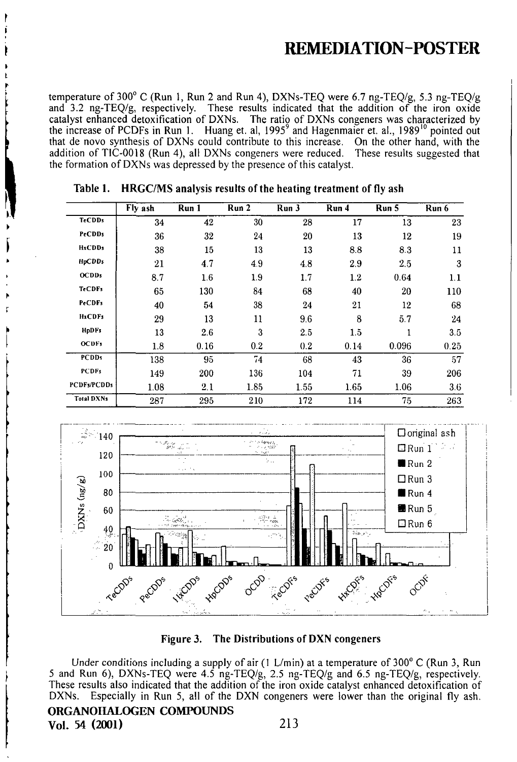temperature of 300° C (Run 1, Run 2 and Run 4), DXNs-TEQ were 6.7 ng-TEQ/g, 5.3 ng-TEQ/g and 3.2 ng-TEQ/g, respectively. These results indicated that the addition of the iron oxide catalyst enhanced detoxification of DXNs. The ratio of DXNs congeners was characterized by the increase of PCDFs in Run 1. Huang et. al, 1995[9] and Hagenmaier et. al., 1989[10] pointed out that de novo synthesis of DXNs could contribute to this increase. On the other hand, with the addition of TIC-0018 (Run 4), all DXNs congeners were reduced. These results suggested that the formation of DXNs was depressed by the presence of this catalyst.

**Table 1. HRGC/MS analysis results of the heating treatment of fly ash**

| | Fly ash | Run 1 | Run 2 | Run 3 | Run 4 | Run 5 | Run 6 |
|---|---|---|---|---|---|---|---|
| TeCDDs | 34 | 42 | 30 | 28 | 17 | 13 | 23 |
| PeCDDs | 36 | 32 | 24 | 20 | 13 | 12 | 19 |
| HxCDDs | 38 | 15 | 13 | 13 | 8.8 | 8.3 | 11 |
| HpCDDs | 21 | 4.7 | 4.9 | 4.8 | 2.9 | 2.5 | 3 |
| OCDDs | 8.7 | 1.6 | 1.9 | 1.7 | 1.2 | 0.64 | 1.1 |
| TeCDFs | 65 | 130 | 84 | 68 | 40 | 20 | 110 |
| PeCDFs | 40 | 54 | 38 | 24 | 21 | 12 | 68 |
| HxCDFs | 29 | 13 | 11 | 9.6 | 8 | 5.7 | 24 |
| HpDFs | 13 | 2.6 | 3 | 2.5 | 1.5 | 1 | 3.5 |
| OCDFs | 1.8 | 0.16 | 0.2 | 0.2 | 0.14 | 0.096 | 0.25 |
| PCDDs | 138 | 95 | 74 | 68 | 43 | 36 | 57 |
| PCDFs | 149 | 200 | 136 | 104 | 71 | 39 | 206 |
| PCDFs/PCDDs | 1.08 | 2.1 | 1.85 | 1.55 | 1.65 | 1.06 | 3.6 |
| Total DXNs | 287 | 295 | 210 | 172 | 114 | 75 | 263 |

**Figure 3. The Distributions of DXN congeners**

Under conditions including a supply of air (1 L/min) at a temperature of 300° C (Run 3, Run 5 and Run 6), DXNs-TEQ were 4.5 ng-TEQ/g, 2.5 ng-TEQ/g and 6.5 ng-TEQ/g, respectively. These results also indicated that the addition of the iron oxide catalyst enhanced detoxification of DXNs. Especially in Run 5, all of the DXN congeners were lower than the original fly ash.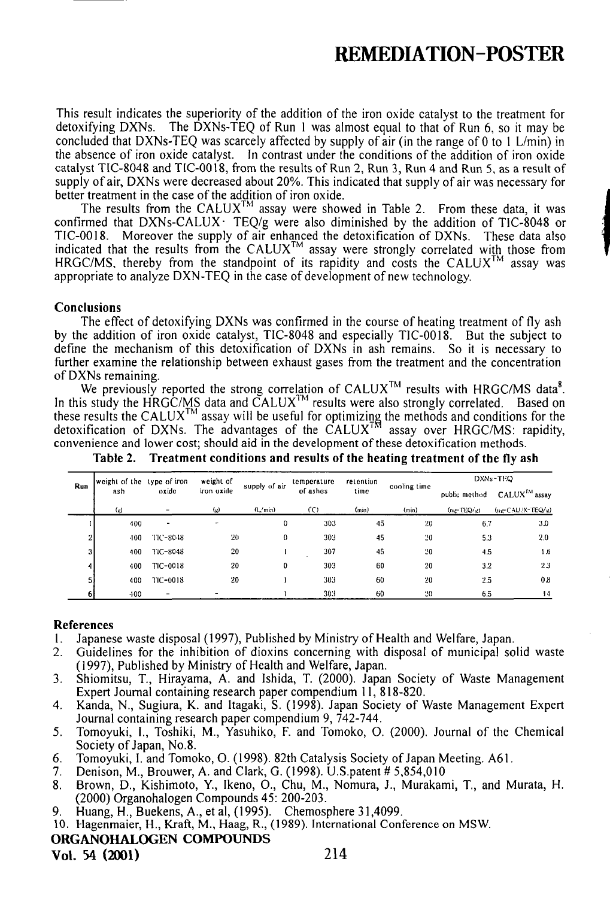This result indicates the superiority of the addition of the iron oxide catalyst to the treatment for detoxifying DXNs. The DXNs-TEQ of Run 1 was almost equal to that of Run 6, so it may be concluded that DXNs-TEQ was scarcely affected by supply of air (in the range of 0 to 1 L/min) in the absence of iron oxide catalyst. In contrast under the conditions of the addition of iron oxide catalyst TIC-8048 and TIC-0018, from the results of Run 2, Run 3, Run 4 and Run 5, as a result of supply of air, DXNs were decreased about 20%. This indicated that supply of air was necessary for better treatment in the case of the addition of iron oxide.

The results from the CALUX™ assay were showed in Table 2. From these data, it was confirmed that DXNs-CALUX· TEQ/g were also diminished by the addition of TIC-8048 or TIC-0018. Moreover the supply of air enhanced the detoxification of DXNs. These data also indicated that the results from the CALUX™ assay were strongly correlated with those from HRGC/MS, thereby from the standpoint of its rapidity and costs the CALUX™ assay was appropriate to analyze DXN-TEQ in the case of development of new technology.

## Conclusions

The effect of detoxifying DXNs was confirmed in the course of heating treatment of fly ash by the addition of iron oxide catalyst, TIC-8048 and especially TIC-0018. But the subject to define the mechanism of this detoxification of DXNs in ash remains. So it is necessary to further examine the relationship between exhaust gases from the treatment and the concentration of DXNs remaining.

We previously reported the strong correlation of CALUX™ results with HRGC/MS data[8]. In this study the HRGC/MS data and CALUX™ results were also strongly correlated. Based on these results the CALUX™ assay will be useful for optimizing the methods and conditions for the detoxification of DXNs. The advantages of the CALUX™ assay over HRGC/MS: rapidity, convenience and lower cost; should aid in the development of these detoxification methods.

**Table 2. Treatment conditions and results of the heating treatment of the fly ash**

| Run | weight of the ash | type of iron oxide | weight of iron oxide | supply of air | temperature of ashes | retention time | cooling time | DXNs-TEQ | |
|---|---|---|---|---|---|---|---|---|---|
| | | | | | | | | public method | CALUX™ assay |
| | (g) | - | (g) | (L/min) | (°C) | (min) | (min) | (ng-TEQ/g) | (ng-CALUX-TEQ/g) |
| 1 | 400 | - | - | 0 | 303 | 45 | 20 | 6.7 | 3.0 |
| 2 | 400 | TIC-8048 | 20 | 0 | 303 | 45 | 20 | 5.3 | 2.0 |
| 3 | 400 | TIC-8048 | 20 | 1 | 307 | 45 | 20 | 4.5 | 1.6 |
| 4 | 400 | TIC-0018 | 20 | 0 | 303 | 60 | 20 | 3.2 | 2.3 |
| 5 | 400 | TIC-0018 | 20 | 1 | 303 | 60 | 20 | 2.5 | 0.8 |
| 6 | 400 | - | - | 1 | 303 | 60 | 20 | 6.5 | 1.4 |

## References

1. Japanese waste disposal (1997), Published by Ministry of Health and Welfare, Japan.
2. Guidelines for the inhibition of dioxins concerning with disposal of municipal solid waste (1997), Published by Ministry of Health and Welfare, Japan.
3. Shiomitsu, T., Hirayama, A. and Ishida, T. (2000). Japan Society of Waste Management Expert Journal containing research paper compendium 11, 818-820.
4. Kanda, N., Sugiura, K. and Itagaki, S. (1998). Japan Society of Waste Management Expert Journal containing research paper compendium 9, 742-744.
5. Tomoyuki, I., Toshiki, M., Yasuhiko, F. and Tomoko, O. (2000). Journal of the Chemical Society of Japan, No.8.
6. Tomoyuki, I. and Tomoko, O. (1998). 82th Catalysis Society of Japan Meeting. A61.
7. Denison, M., Brouwer, A. and Clark, G. (1998). U.S.patent # 5,854,010
8. Brown, D., Kishimoto, Y., Ikeno, O., Chu, M., Nomura, J., Murakami, T., and Murata, H. (2000) Organohalogen Compounds 45: 200-203.
9. Huang, H., Buekens, A., et al, (1995). Chemosphere 31,4099.
10. Hagenmaier, H., Kraft, M., Haag, R., (1989). International Conference on MSW.